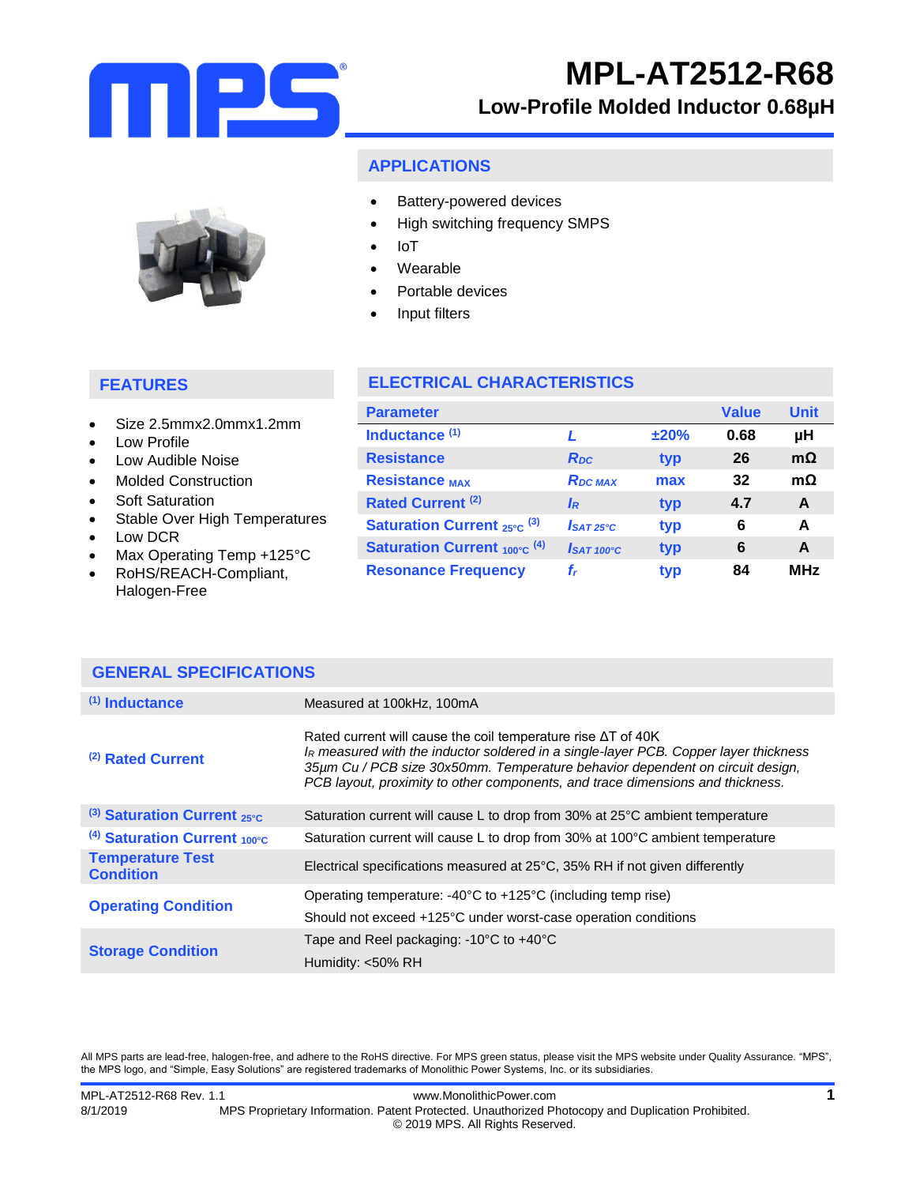# MPL-AT2512-R68

## Low-Profile Molded Inductor 0.68µH

## APPLICATIONS

- Battery-powered devices
- High switching frequency SMPS
- IoT
- Wearable
- Portable devices
- Input filters

## FEATURES

- Size 2.5mmx2.0mmx1.2mm
- Low Profile
- Low Audible Noise
- Molded Construction
- Soft Saturation
- Stable Over High Temperatures
- Low DCR
- Max Operating Temp +125°C
- RoHS/REACH-Compliant, Halogen-Free

## ELECTRICAL CHARACTERISTICS

| Parameter | | | Value | Unit |
|---|---|---|---|---|
| Inductance (1) | $L$ | ±20% | 0.68 | µH |
| Resistance | $R_{DC}$ | typ | 26 | mΩ |
| Resistance $_{MAX}$ | $R_{DC\ MAX}$ | max | 32 | mΩ |
| Rated Current (2) | $I_R$ | typ | 4.7 | A |
| Saturation Current $_{25°C}$ (3) | $I_{SAT\ 25°C}$ | typ | 6 | A |
| Saturation Current $_{100°C}$ (4) | $I_{SAT\ 100°C}$ | typ | 6 | A |
| Resonance Frequency | $f_r$ | typ | 84 | MHz |

## GENERAL SPECIFICATIONS

| | |
|---|---|
| (1) Inductance | Measured at 100kHz, 100mA |
| (2) Rated Current | Rated current will cause the coil temperature rise ΔT of 40K<br>*$I_R$ measured with the inductor soldered in a single-layer PCB. Copper layer thickness 35µm Cu / PCB size 30x50mm. Temperature behavior dependent on circuit design, PCB layout, proximity to other components, and trace dimensions and thickness.* |
| (3) Saturation Current $_{25°C}$ | Saturation current will cause L to drop from 30% at 25°C ambient temperature |
| (4) Saturation Current $_{100°C}$ | Saturation current will cause L to drop from 30% at 100°C ambient temperature |
| Temperature Test Condition | Electrical specifications measured at 25°C, 35% RH if not given differently |
| Operating Condition | Operating temperature: -40°C to +125°C (including temp rise)<br>Should not exceed +125°C under worst-case operation conditions |
| Storage Condition | Tape and Reel packaging: -10°C to +40°C<br>Humidity: <50% RH |

All MPS parts are lead-free, halogen-free, and adhere to the RoHS directive. For MPS green status, please visit the MPS website under Quality Assurance. "MPS", the MPS logo, and "Simple, Easy Solutions" are registered trademarks of Monolithic Power Systems, Inc. or its subsidiaries.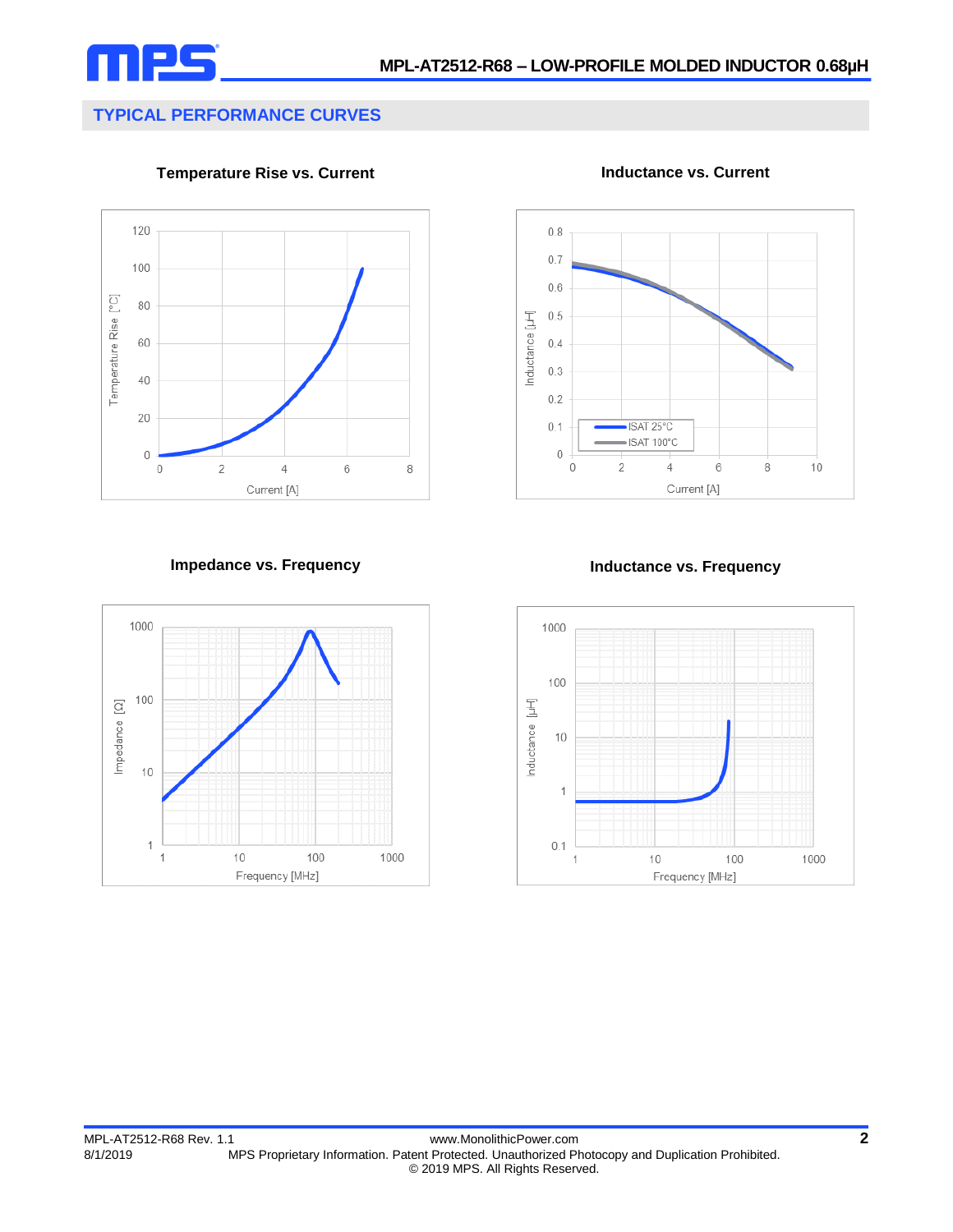## TYPICAL PERFORMANCE CURVES

**Temperature Rise vs. Current**

**Inductance vs. Current**

**Impedance vs. Frequency**

**Inductance vs. Frequency**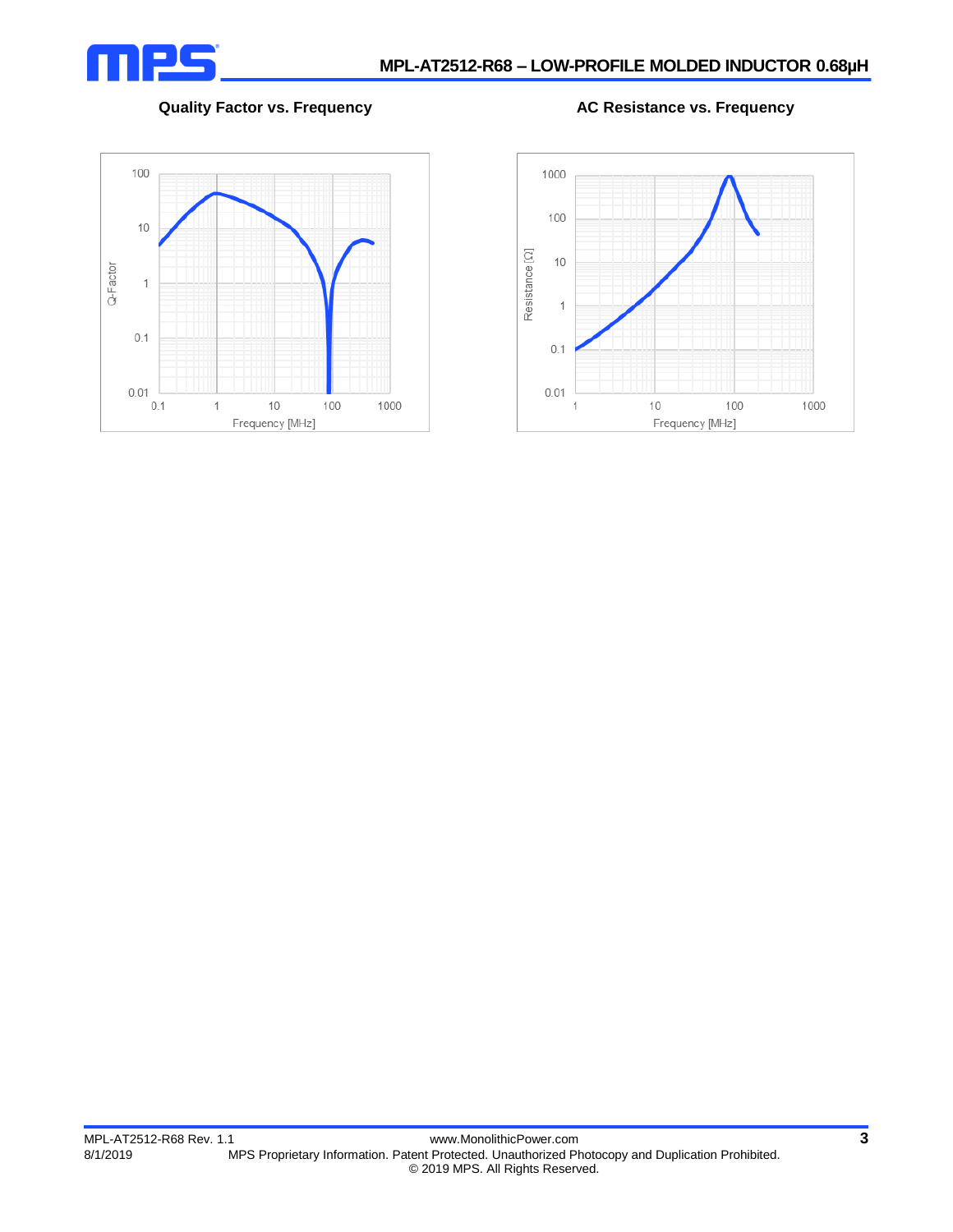**Quality Factor vs. Frequency**

**AC Resistance vs. Frequency**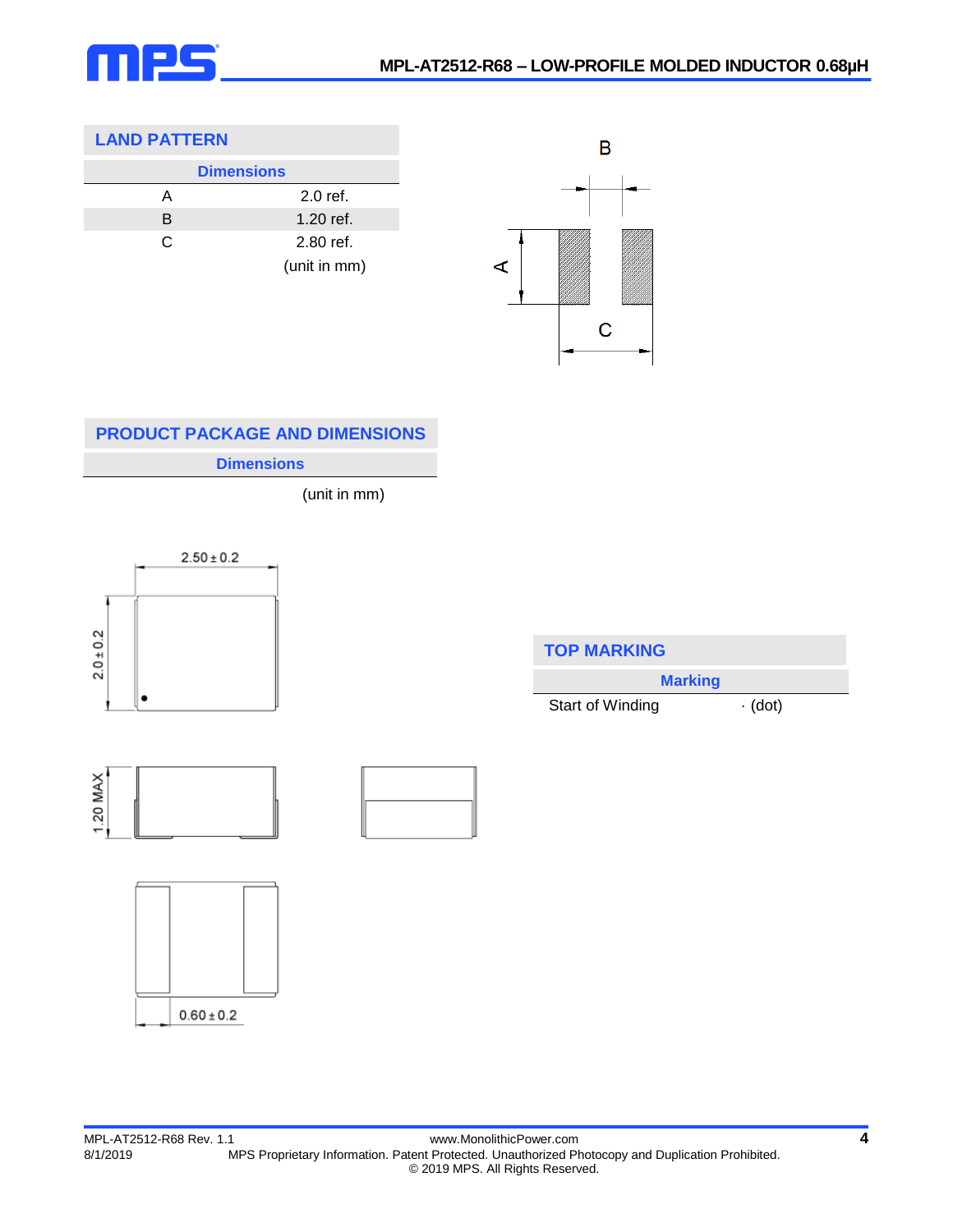## LAND PATTERN

| Dimensions | |
|---|---|
| A | 2.0 ref. |
| B | 1.20 ref. |
| C | 2.80 ref. |
| | (unit in mm) |

## PRODUCT PACKAGE AND DIMENSIONS

| Dimensions |
|---|
| (unit in mm) |

## TOP MARKING

| Marking | |
|---|---|
| Start of Winding | · (dot) |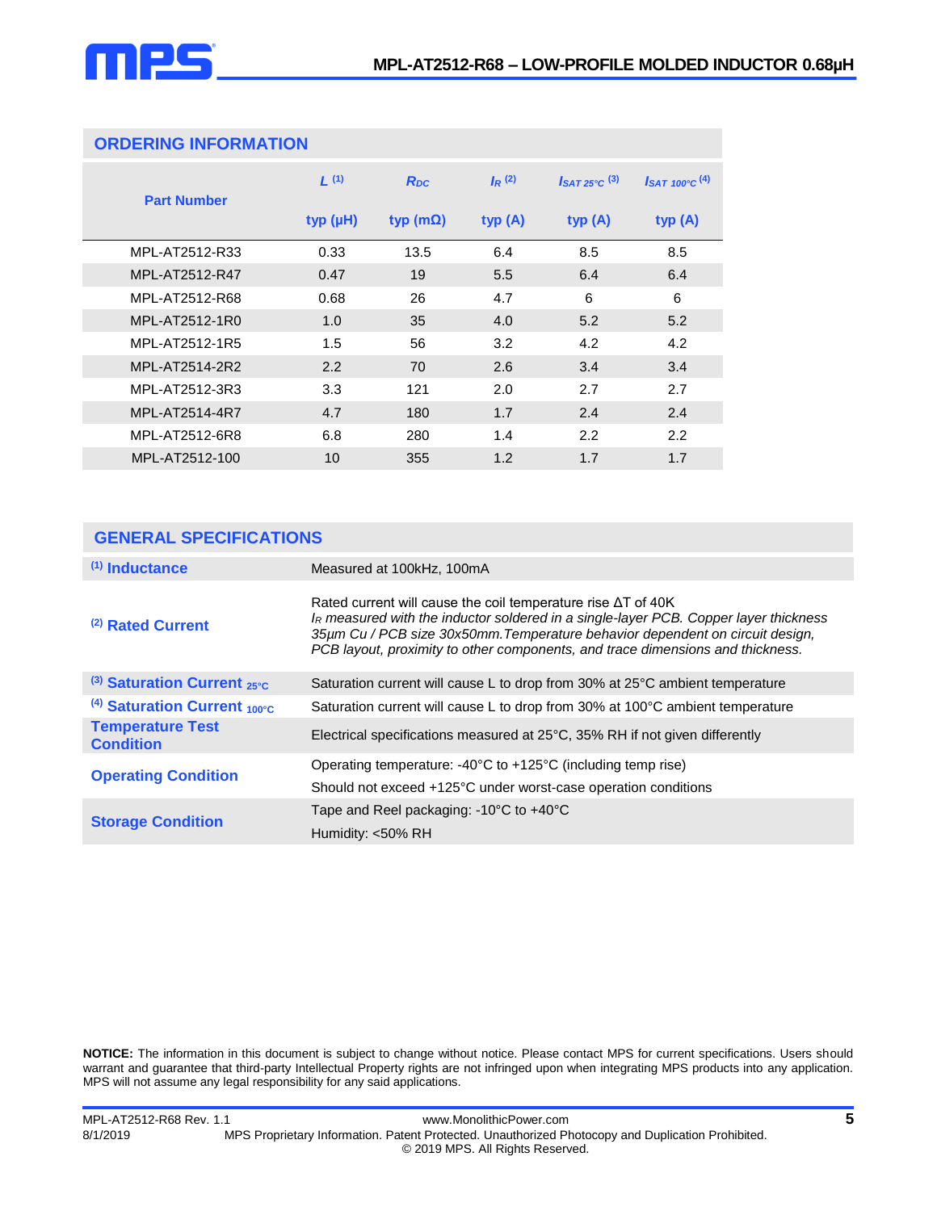## ORDERING INFORMATION

| Part Number | $L$ [1] typ (µH) | $R_{DC}$ typ (mΩ) | $I_R$ [2] typ (A) | $I_{SAT\ 25°C}$ [3] typ (A) | $I_{SAT\ 100°C}$ [4] typ (A) |
|---|---|---|---|---|---|
| MPL-AT2512-R33 | 0.33 | 13.5 | 6.4 | 8.5 | 8.5 |
| MPL-AT2512-R47 | 0.47 | 19 | 5.5 | 6.4 | 6.4 |
| MPL-AT2512-R68 | 0.68 | 26 | 4.7 | 6 | 6 |
| MPL-AT2512-1R0 | 1.0 | 35 | 4.0 | 5.2 | 5.2 |
| MPL-AT2512-1R5 | 1.5 | 56 | 3.2 | 4.2 | 4.2 |
| MPL-AT2514-2R2 | 2.2 | 70 | 2.6 | 3.4 | 3.4 |
| MPL-AT2512-3R3 | 3.3 | 121 | 2.0 | 2.7 | 2.7 |
| MPL-AT2514-4R7 | 4.7 | 180 | 1.7 | 2.4 | 2.4 |
| MPL-AT2512-6R8 | 6.8 | 280 | 1.4 | 2.2 | 2.2 |
| MPL-AT2512-100 | 10 | 355 | 1.2 | 1.7 | 1.7 |

## GENERAL SPECIFICATIONS

| | |
|---|---|
| **[1] Inductance** | Measured at 100kHz, 100mA |
| **[2] Rated Current** | Rated current will cause the coil temperature rise ΔT of 40K<br>*$I_R$ measured with the inductor soldered in a single-layer PCB. Copper layer thickness 35µm Cu / PCB size 30x50mm. Temperature behavior dependent on circuit design, PCB layout, proximity to other components, and trace dimensions and thickness.* |
| **[3] Saturation Current $_{25°C}$** | Saturation current will cause L to drop from 30% at 25°C ambient temperature |
| **[4] Saturation Current $_{100°C}$** | Saturation current will cause L to drop from 30% at 100°C ambient temperature |
| **Temperature Test Condition** | Electrical specifications measured at 25°C, 35% RH if not given differently |
| **Operating Condition** | Operating temperature: -40°C to +125°C (including temp rise)<br>Should not exceed +125°C under worst-case operation conditions |
| **Storage Condition** | Tape and Reel packaging: -10°C to +40°C<br>Humidity: <50% RH |

**NOTICE:** The information in this document is subject to change without notice. Please contact MPS for current specifications. Users should warrant and guarantee that third-party Intellectual Property rights are not infringed upon when integrating MPS products into any application. MPS will not assume any legal responsibility for any said applications.